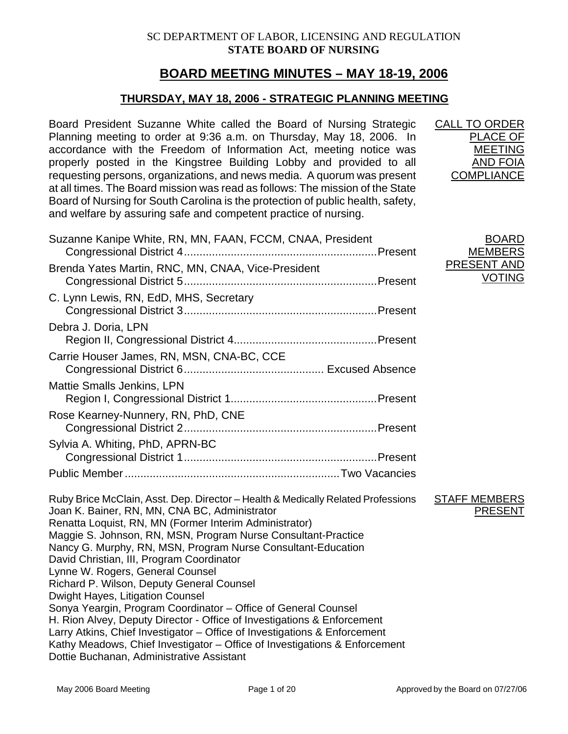SC DEPARTMENT OF LABOR, LICENSING AND REGULATION
**STATE BOARD OF NURSING**

# BOARD MEETING MINUTES – MAY 18-19, 2006

## THURSDAY, MAY 18, 2006 - STRATEGIC PLANNING MEETING

**CALL TO ORDER PLACE OF MEETING AND FOIA COMPLIANCE**

Board President Suzanne White called the Board of Nursing Strategic Planning meeting to order at 9:36 a.m. on Thursday, May 18, 2006. In accordance with the Freedom of Information Act, meeting notice was properly posted in the Kingstree Building Lobby and provided to all requesting persons, organizations, and news media. A quorum was present at all times. The Board mission was read as follows: The mission of the State Board of Nursing for South Carolina is the protection of public health, safety, and welfare by assuring safe and competent practice of nursing.

**BOARD MEMBERS PRESENT AND VOTING**

| Member | Status |
|---|---|
| Suzanne Kanipe White, RN, MN, FAAN, FCCM, CNAA, President<br>Congressional District 4 | Present |
| Brenda Yates Martin, RNC, MN, CNAA, Vice-President<br>Congressional District 5 | Present |
| C. Lynn Lewis, RN, EdD, MHS, Secretary<br>Congressional District 3 | Present |
| Debra J. Doria, LPN<br>Region II, Congressional District 4 | Present |
| Carrie Houser James, RN, MSN, CNA-BC, CCE<br>Congressional District 6 | Excused Absence |
| Mattie Smalls Jenkins, LPN<br>Region I, Congressional District 1 | Present |
| Rose Kearney-Nunnery, RN, PhD, CNE<br>Congressional District 2 | Present |
| Sylvia A. Whiting, PhD, APRN-BC<br>Congressional District 1 | Present |
| Public Member | Two Vacancies |

**STAFF MEMBERS PRESENT**

Ruby Brice McClain, Asst. Dep. Director – Health & Medically Related Professions
Joan K. Bainer, RN, MN, CNA BC, Administrator
Renatta Loquist, RN, MN (Former Interim Administrator)
Maggie S. Johnson, RN, MSN, Program Nurse Consultant-Practice
Nancy G. Murphy, RN, MSN, Program Nurse Consultant-Education
David Christian, III, Program Coordinator
Lynne W. Rogers, General Counsel
Richard P. Wilson, Deputy General Counsel
Dwight Hayes, Litigation Counsel
Sonya Yeargin, Program Coordinator – Office of General Counsel
H. Rion Alvey, Deputy Director - Office of Investigations & Enforcement
Larry Atkins, Chief Investigator – Office of Investigations & Enforcement
Kathy Meadows, Chief Investigator – Office of Investigations & Enforcement
Dottie Buchanan, Administrative Assistant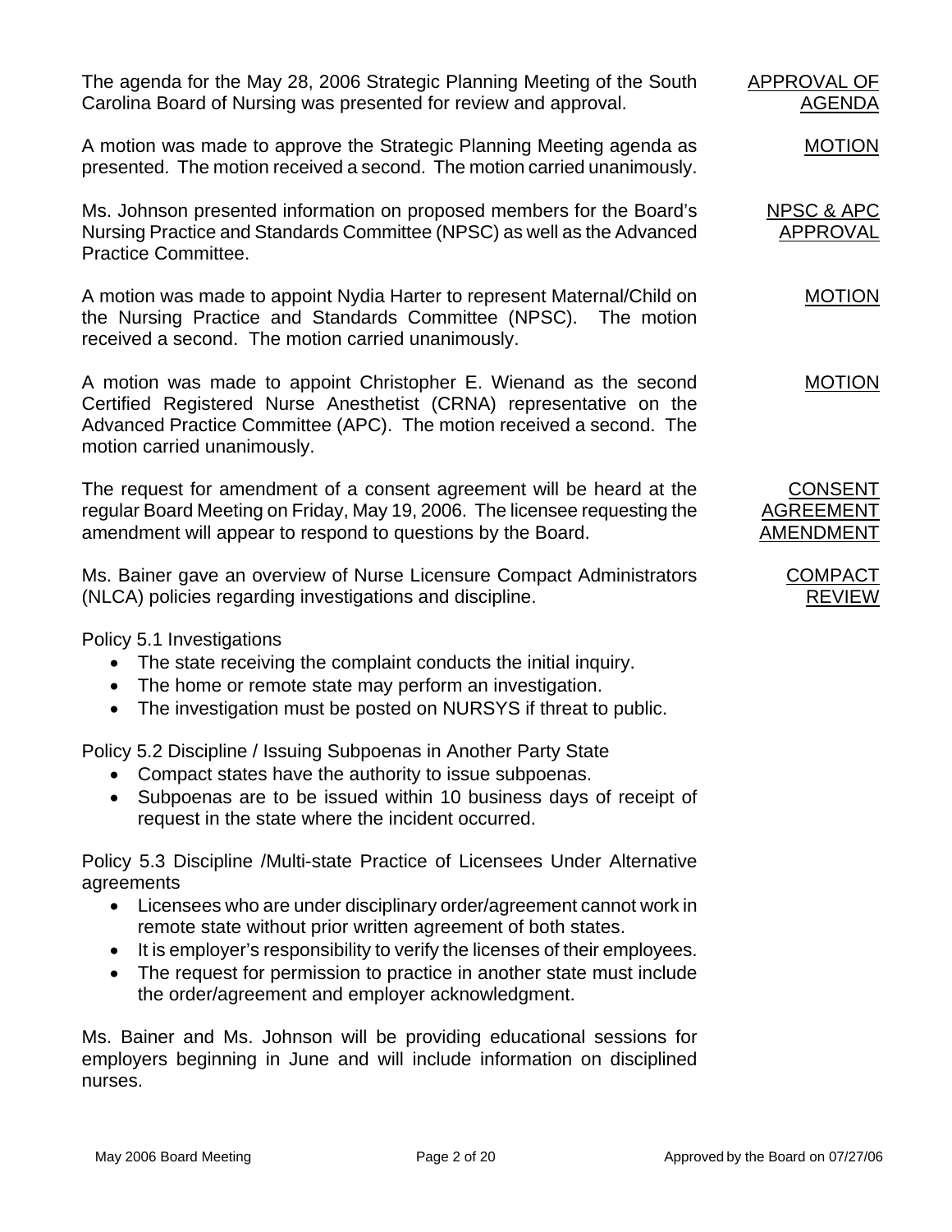The agenda for the May 28, 2006 Strategic Planning Meeting of the South Carolina Board of Nursing was presented for review and approval.

**APPROVAL OF AGENDA**

A motion was made to approve the Strategic Planning Meeting agenda as presented. The motion received a second. The motion carried unanimously.

**MOTION**

Ms. Johnson presented information on proposed members for the Board's Nursing Practice and Standards Committee (NPSC) as well as the Advanced Practice Committee.

**NPSC & APC APPROVAL**

A motion was made to appoint Nydia Harter to represent Maternal/Child on the Nursing Practice and Standards Committee (NPSC). The motion received a second. The motion carried unanimously.

**MOTION**

A motion was made to appoint Christopher E. Wienand as the second Certified Registered Nurse Anesthetist (CRNA) representative on the Advanced Practice Committee (APC). The motion received a second. The motion carried unanimously.

**MOTION**

The request for amendment of a consent agreement will be heard at the regular Board Meeting on Friday, May 19, 2006. The licensee requesting the amendment will appear to respond to questions by the Board.

**CONSENT AGREEMENT AMENDMENT**

Ms. Bainer gave an overview of Nurse Licensure Compact Administrators (NLCA) policies regarding investigations and discipline.

**COMPACT REVIEW**

Policy 5.1 Investigations

- The state receiving the complaint conducts the initial inquiry.
- The home or remote state may perform an investigation.
- The investigation must be posted on NURSYS if threat to public.

Policy 5.2 Discipline / Issuing Subpoenas in Another Party State

- Compact states have the authority to issue subpoenas.
- Subpoenas are to be issued within 10 business days of receipt of request in the state where the incident occurred.

Policy 5.3 Discipline /Multi-state Practice of Licensees Under Alternative agreements

- Licensees who are under disciplinary order/agreement cannot work in remote state without prior written agreement of both states.
- It is employer's responsibility to verify the licenses of their employees.
- The request for permission to practice in another state must include the order/agreement and employer acknowledgment.

Ms. Bainer and Ms. Johnson will be providing educational sessions for employers beginning in June and will include information on disciplined nurses.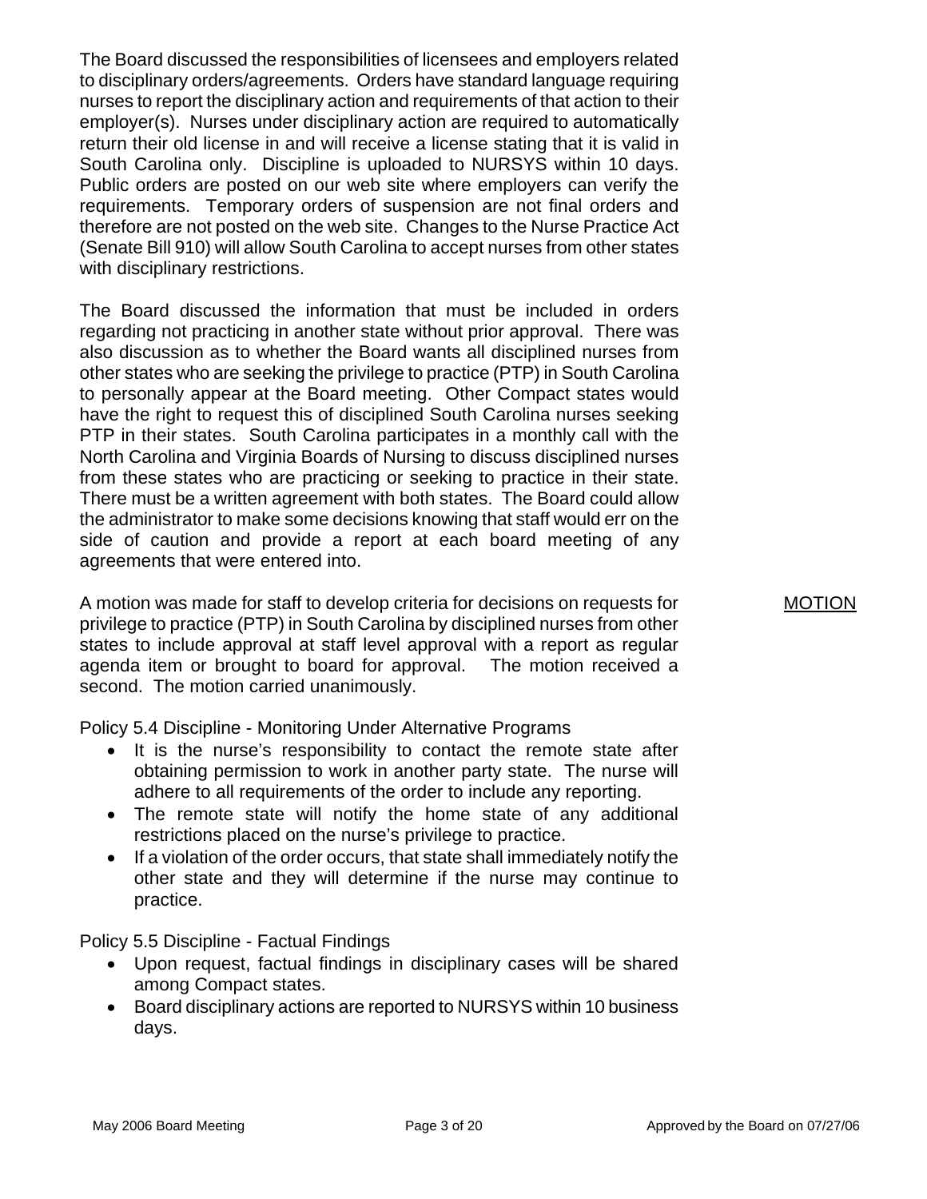The Board discussed the responsibilities of licensees and employers related to disciplinary orders/agreements. Orders have standard language requiring nurses to report the disciplinary action and requirements of that action to their employer(s). Nurses under disciplinary action are required to automatically return their old license in and will receive a license stating that it is valid in South Carolina only. Discipline is uploaded to NURSYS within 10 days. Public orders are posted on our web site where employers can verify the requirements. Temporary orders of suspension are not final orders and therefore are not posted on the web site. Changes to the Nurse Practice Act (Senate Bill 910) will allow South Carolina to accept nurses from other states with disciplinary restrictions.

The Board discussed the information that must be included in orders regarding not practicing in another state without prior approval. There was also discussion as to whether the Board wants all disciplined nurses from other states who are seeking the privilege to practice (PTP) in South Carolina to personally appear at the Board meeting. Other Compact states would have the right to request this of disciplined South Carolina nurses seeking PTP in their states. South Carolina participates in a monthly call with the North Carolina and Virginia Boards of Nursing to discuss disciplined nurses from these states who are practicing or seeking to practice in their state. There must be a written agreement with both states. The Board could allow the administrator to make some decisions knowing that staff would err on the side of caution and provide a report at each board meeting of any agreements that were entered into.

<u>MOTION</u>

A motion was made for staff to develop criteria for decisions on requests for privilege to practice (PTP) in South Carolina by disciplined nurses from other states to include approval at staff level approval with a report as regular agenda item or brought to board for approval. The motion received a second. The motion carried unanimously.

Policy 5.4 Discipline - Monitoring Under Alternative Programs

- It is the nurse's responsibility to contact the remote state after obtaining permission to work in another party state. The nurse will adhere to all requirements of the order to include any reporting.
- The remote state will notify the home state of any additional restrictions placed on the nurse's privilege to practice.
- If a violation of the order occurs, that state shall immediately notify the other state and they will determine if the nurse may continue to practice.

Policy 5.5 Discipline - Factual Findings

- Upon request, factual findings in disciplinary cases will be shared among Compact states.
- Board disciplinary actions are reported to NURSYS within 10 business days.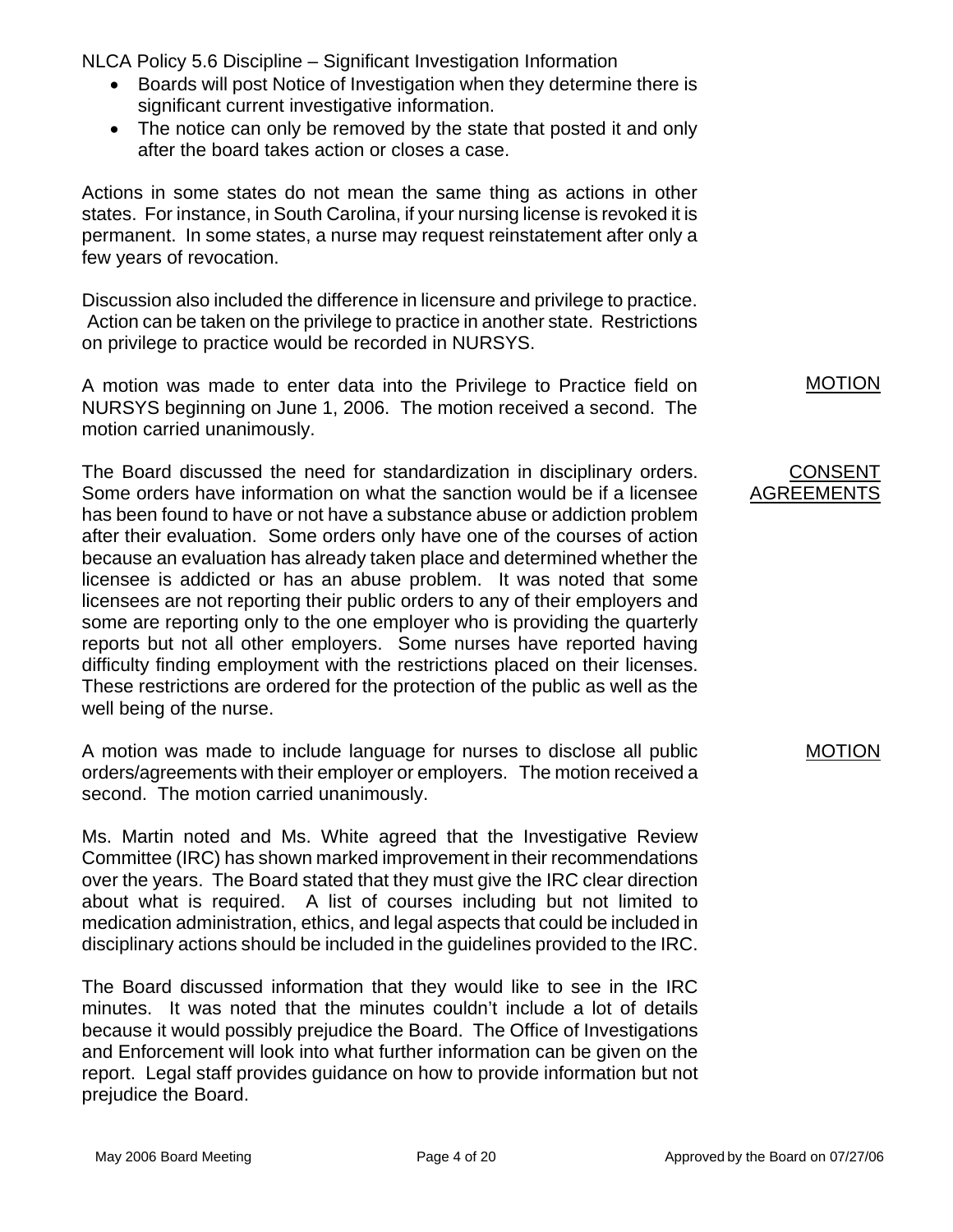NLCA Policy 5.6 Discipline – Significant Investigation Information

- Boards will post Notice of Investigation when they determine there is significant current investigative information.
- The notice can only be removed by the state that posted it and only after the board takes action or closes a case.

Actions in some states do not mean the same thing as actions in other states. For instance, in South Carolina, if your nursing license is revoked it is permanent. In some states, a nurse may request reinstatement after only a few years of revocation.

Discussion also included the difference in licensure and privilege to practice. Action can be taken on the privilege to practice in another state. Restrictions on privilege to practice would be recorded in NURSYS.

MOTION

A motion was made to enter data into the Privilege to Practice field on NURSYS beginning on June 1, 2006. The motion received a second. The motion carried unanimously.

CONSENT AGREEMENTS

The Board discussed the need for standardization in disciplinary orders. Some orders have information on what the sanction would be if a licensee has been found to have or not have a substance abuse or addiction problem after their evaluation. Some orders only have one of the courses of action because an evaluation has already taken place and determined whether the licensee is addicted or has an abuse problem. It was noted that some licensees are not reporting their public orders to any of their employers and some are reporting only to the one employer who is providing the quarterly reports but not all other employers. Some nurses have reported having difficulty finding employment with the restrictions placed on their licenses. These restrictions are ordered for the protection of the public as well as the well being of the nurse.

MOTION

A motion was made to include language for nurses to disclose all public orders/agreements with their employer or employers. The motion received a second. The motion carried unanimously.

Ms. Martin noted and Ms. White agreed that the Investigative Review Committee (IRC) has shown marked improvement in their recommendations over the years. The Board stated that they must give the IRC clear direction about what is required. A list of courses including but not limited to medication administration, ethics, and legal aspects that could be included in disciplinary actions should be included in the guidelines provided to the IRC.

The Board discussed information that they would like to see in the IRC minutes. It was noted that the minutes couldn't include a lot of details because it would possibly prejudice the Board. The Office of Investigations and Enforcement will look into what further information can be given on the report. Legal staff provides guidance on how to provide information but not prejudice the Board.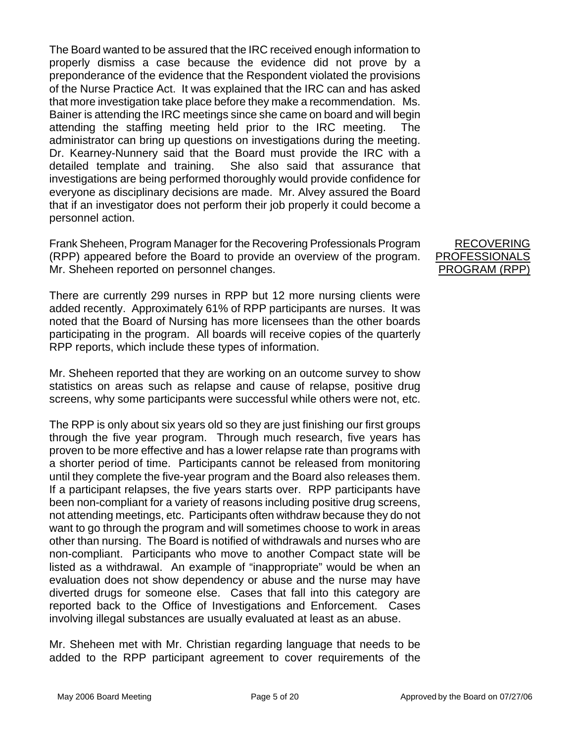The Board wanted to be assured that the IRC received enough information to properly dismiss a case because the evidence did not prove by a preponderance of the evidence that the Respondent violated the provisions of the Nurse Practice Act. It was explained that the IRC can and has asked that more investigation take place before they make a recommendation. Ms. Bainer is attending the IRC meetings since she came on board and will begin attending the staffing meeting held prior to the IRC meeting. The administrator can bring up questions on investigations during the meeting. Dr. Kearney-Nunnery said that the Board must provide the IRC with a detailed template and training. She also said that assurance that investigations are being performed thoroughly would provide confidence for everyone as disciplinary decisions are made. Mr. Alvey assured the Board that if an investigator does not perform their job properly it could become a personnel action.

## RECOVERING PROFESSIONALS PROGRAM (RPP)

Frank Sheheen, Program Manager for the Recovering Professionals Program (RPP) appeared before the Board to provide an overview of the program. Mr. Sheheen reported on personnel changes.

There are currently 299 nurses in RPP but 12 more nursing clients were added recently. Approximately 61% of RPP participants are nurses. It was noted that the Board of Nursing has more licensees than the other boards participating in the program. All boards will receive copies of the quarterly RPP reports, which include these types of information.

Mr. Sheheen reported that they are working on an outcome survey to show statistics on areas such as relapse and cause of relapse, positive drug screens, why some participants were successful while others were not, etc.

The RPP is only about six years old so they are just finishing our first groups through the five year program. Through much research, five years has proven to be more effective and has a lower relapse rate than programs with a shorter period of time. Participants cannot be released from monitoring until they complete the five-year program and the Board also releases them. If a participant relapses, the five years starts over. RPP participants have been non-compliant for a variety of reasons including positive drug screens, not attending meetings, etc. Participants often withdraw because they do not want to go through the program and will sometimes choose to work in areas other than nursing. The Board is notified of withdrawals and nurses who are non-compliant. Participants who move to another Compact state will be listed as a withdrawal. An example of "inappropriate" would be when an evaluation does not show dependency or abuse and the nurse may have diverted drugs for someone else. Cases that fall into this category are reported back to the Office of Investigations and Enforcement. Cases involving illegal substances are usually evaluated at least as an abuse.

Mr. Sheheen met with Mr. Christian regarding language that needs to be added to the RPP participant agreement to cover requirements of the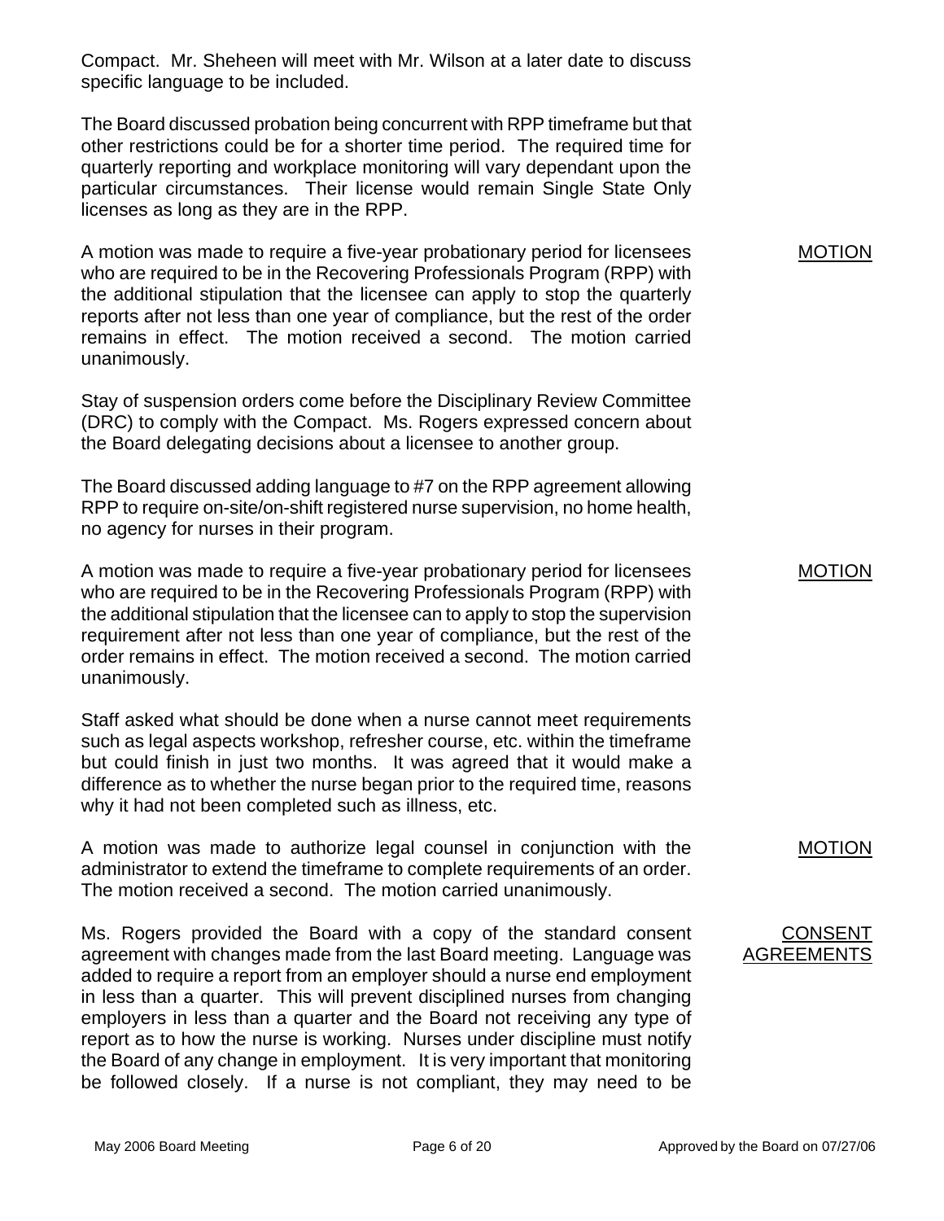Compact. Mr. Sheheen will meet with Mr. Wilson at a later date to discuss specific language to be included.

The Board discussed probation being concurrent with RPP timeframe but that other restrictions could be for a shorter time period. The required time for quarterly reporting and workplace monitoring will vary dependant upon the particular circumstances. Their license would remain Single State Only licenses as long as they are in the RPP.

<u>MOTION</u>

A motion was made to require a five-year probationary period for licensees who are required to be in the Recovering Professionals Program (RPP) with the additional stipulation that the licensee can apply to stop the quarterly reports after not less than one year of compliance, but the rest of the order remains in effect. The motion received a second. The motion carried unanimously.

Stay of suspension orders come before the Disciplinary Review Committee (DRC) to comply with the Compact. Ms. Rogers expressed concern about the Board delegating decisions about a licensee to another group.

The Board discussed adding language to #7 on the RPP agreement allowing RPP to require on-site/on-shift registered nurse supervision, no home health, no agency for nurses in their program.

<u>MOTION</u>

A motion was made to require a five-year probationary period for licensees who are required to be in the Recovering Professionals Program (RPP) with the additional stipulation that the licensee can to apply to stop the supervision requirement after not less than one year of compliance, but the rest of the order remains in effect. The motion received a second. The motion carried unanimously.

Staff asked what should be done when a nurse cannot meet requirements such as legal aspects workshop, refresher course, etc. within the timeframe but could finish in just two months. It was agreed that it would make a difference as to whether the nurse began prior to the required time, reasons why it had not been completed such as illness, etc.

<u>MOTION</u>

A motion was made to authorize legal counsel in conjunction with the administrator to extend the timeframe to complete requirements of an order. The motion received a second. The motion carried unanimously.

<u>CONSENT AGREEMENTS</u>

Ms. Rogers provided the Board with a copy of the standard consent agreement with changes made from the last Board meeting. Language was added to require a report from an employer should a nurse end employment in less than a quarter. This will prevent disciplined nurses from changing employers in less than a quarter and the Board not receiving any type of report as to how the nurse is working. Nurses under discipline must notify the Board of any change in employment. It is very important that monitoring be followed closely. If a nurse is not compliant, they may need to be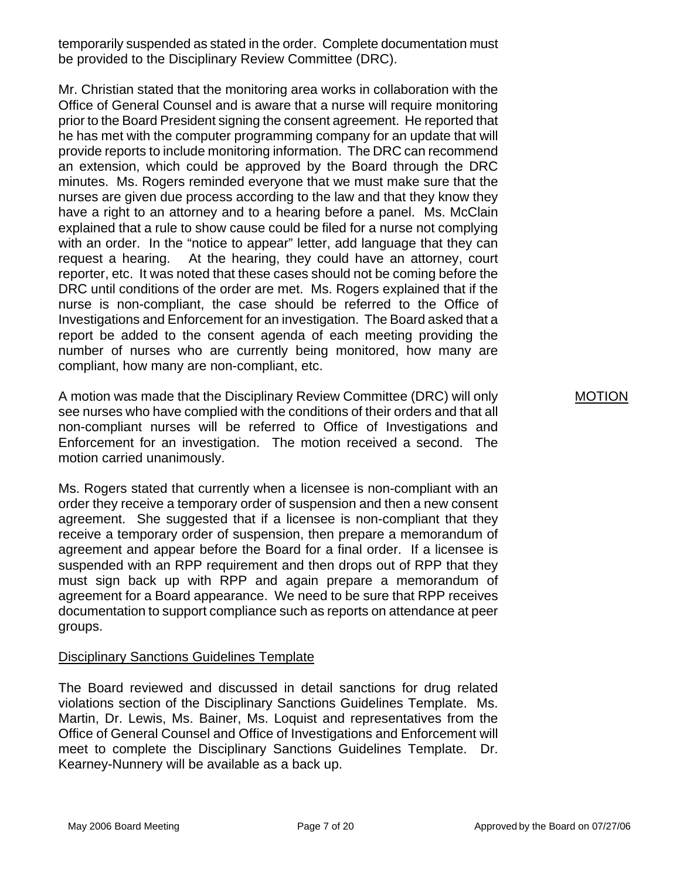temporarily suspended as stated in the order. Complete documentation must be provided to the Disciplinary Review Committee (DRC).

Mr. Christian stated that the monitoring area works in collaboration with the Office of General Counsel and is aware that a nurse will require monitoring prior to the Board President signing the consent agreement. He reported that he has met with the computer programming company for an update that will provide reports to include monitoring information. The DRC can recommend an extension, which could be approved by the Board through the DRC minutes. Ms. Rogers reminded everyone that we must make sure that the nurses are given due process according to the law and that they know they have a right to an attorney and to a hearing before a panel. Ms. McClain explained that a rule to show cause could be filed for a nurse not complying with an order. In the "notice to appear" letter, add language that they can request a hearing. At the hearing, they could have an attorney, court reporter, etc. It was noted that these cases should not be coming before the DRC until conditions of the order are met. Ms. Rogers explained that if the nurse is non-compliant, the case should be referred to the Office of Investigations and Enforcement for an investigation. The Board asked that a report be added to the consent agenda of each meeting providing the number of nurses who are currently being monitored, how many are compliant, how many are non-compliant, etc.

MOTION

A motion was made that the Disciplinary Review Committee (DRC) will only see nurses who have complied with the conditions of their orders and that all non-compliant nurses will be referred to Office of Investigations and Enforcement for an investigation. The motion received a second. The motion carried unanimously.

Ms. Rogers stated that currently when a licensee is non-compliant with an order they receive a temporary order of suspension and then a new consent agreement. She suggested that if a licensee is non-compliant that they receive a temporary order of suspension, then prepare a memorandum of agreement and appear before the Board for a final order. If a licensee is suspended with an RPP requirement and then drops out of RPP that they must sign back up with RPP and again prepare a memorandum of agreement for a Board appearance. We need to be sure that RPP receives documentation to support compliance such as reports on attendance at peer groups.

Disciplinary Sanctions Guidelines Template

The Board reviewed and discussed in detail sanctions for drug related violations section of the Disciplinary Sanctions Guidelines Template. Ms. Martin, Dr. Lewis, Ms. Bainer, Ms. Loquist and representatives from the Office of General Counsel and Office of Investigations and Enforcement will meet to complete the Disciplinary Sanctions Guidelines Template. Dr. Kearney-Nunnery will be available as a back up.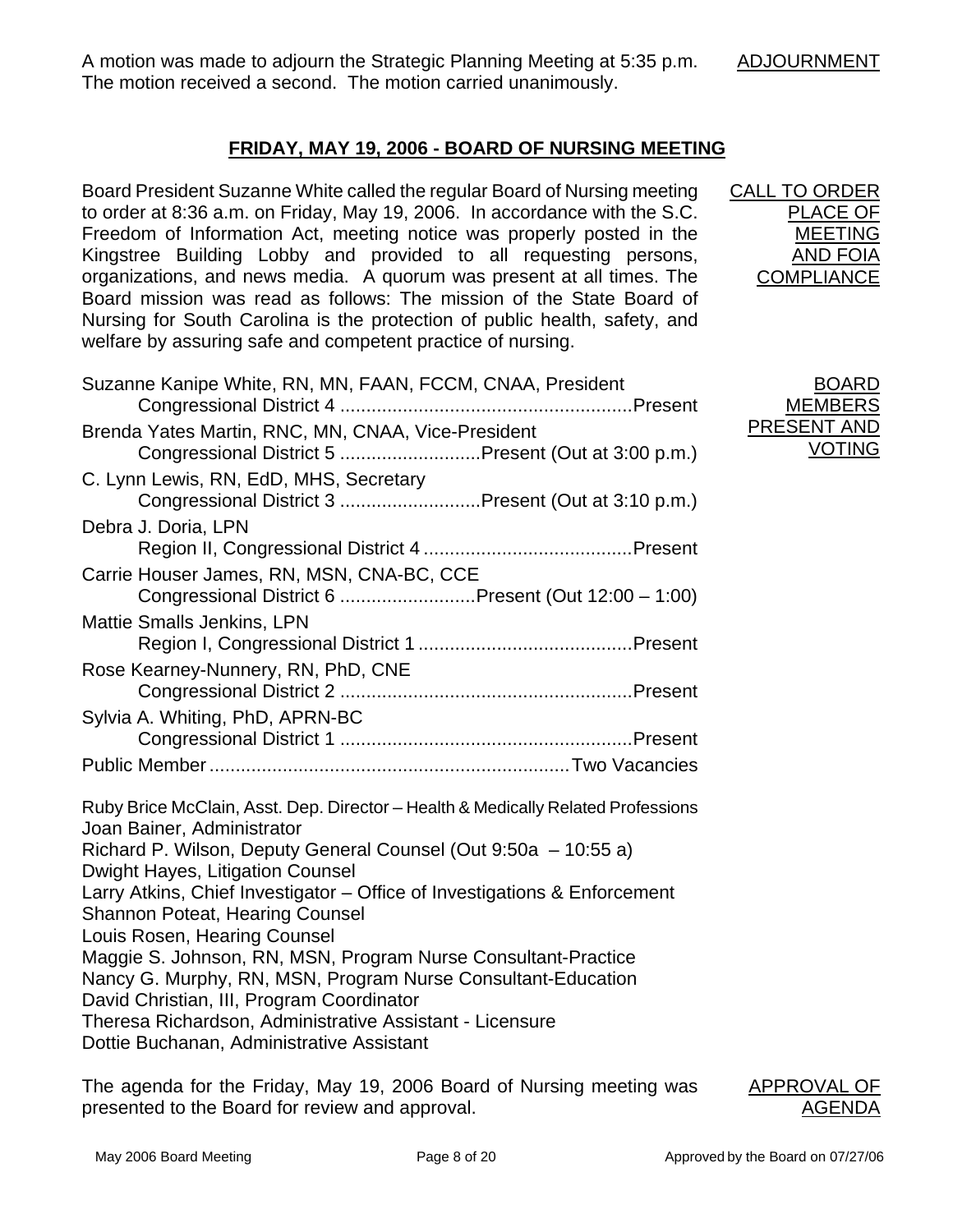A motion was made to adjourn the Strategic Planning Meeting at 5:35 p.m. The motion received a second. The motion carried unanimously.

ADJOURNMENT

## FRIDAY, MAY 19, 2006 - BOARD OF NURSING MEETING

CALL TO ORDER
PLACE OF MEETING AND FOIA COMPLIANCE

Board President Suzanne White called the regular Board of Nursing meeting to order at 8:36 a.m. on Friday, May 19, 2006. In accordance with the S.C. Freedom of Information Act, meeting notice was properly posted in the Kingstree Building Lobby and provided to all requesting persons, organizations, and news media. A quorum was present at all times. The Board mission was read as follows: The mission of the State Board of Nursing for South Carolina is the protection of public health, safety, and welfare by assuring safe and competent practice of nursing.

BOARD MEMBERS PRESENT AND VOTING

Suzanne Kanipe White, RN, MN, FAAN, FCCM, CNAA, President
Congressional District 4 .......................................................Present

Brenda Yates Martin, RNC, MN, CNAA, Vice-President
Congressional District 5 ...........................Present (Out at 3:00 p.m.)

C. Lynn Lewis, RN, EdD, MHS, Secretary
Congressional District 3 ...........................Present (Out at 3:10 p.m.)

Debra J. Doria, LPN
Region II, Congressional District 4 .......................................Present

Carrie Houser James, RN, MSN, CNA-BC, CCE
Congressional District 6 ..........................Present (Out 12:00 – 1:00)

Mattie Smalls Jenkins, LPN
Region I, Congressional District 1 .........................................Present

Rose Kearney-Nunnery, RN, PhD, CNE
Congressional District 2 .......................................................Present

Sylvia A. Whiting, PhD, APRN-BC
Congressional District 1 .......................................................Present

Public Member ....................................................................Two Vacancies

Ruby Brice McClain, Asst. Dep. Director – Health & Medically Related Professions
Joan Bainer, Administrator
Richard P. Wilson, Deputy General Counsel (Out 9:50a – 10:55 a)
Dwight Hayes, Litigation Counsel
Larry Atkins, Chief Investigator – Office of Investigations & Enforcement
Shannon Poteat, Hearing Counsel
Louis Rosen, Hearing Counsel
Maggie S. Johnson, RN, MSN, Program Nurse Consultant-Practice
Nancy G. Murphy, RN, MSN, Program Nurse Consultant-Education
David Christian, III, Program Coordinator
Theresa Richardson, Administrative Assistant - Licensure
Dottie Buchanan, Administrative Assistant

APPROVAL OF AGENDA

The agenda for the Friday, May 19, 2006 Board of Nursing meeting was presented to the Board for review and approval.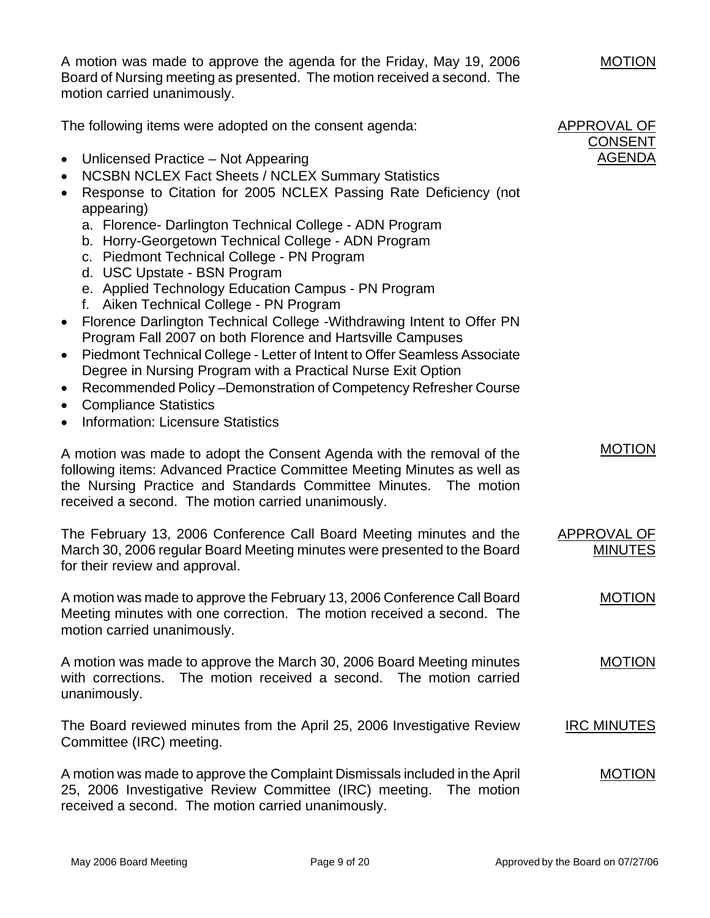A motion was made to approve the agenda for the Friday, May 19, 2006 Board of Nursing meeting as presented. The motion received a second. The motion carried unanimously.

MOTION

APPROVAL OF CONSENT AGENDA

The following items were adopted on the consent agenda:

- Unlicensed Practice – Not Appearing
- NCSBN NCLEX Fact Sheets / NCLEX Summary Statistics
- Response to Citation for 2005 NCLEX Passing Rate Deficiency (not appearing)
  a. Florence- Darlington Technical College - ADN Program
  b. Horry-Georgetown Technical College - ADN Program
  c. Piedmont Technical College - PN Program
  d. USC Upstate - BSN Program
  e. Applied Technology Education Campus - PN Program
  f. Aiken Technical College - PN Program
- Florence Darlington Technical College -Withdrawing Intent to Offer PN Program Fall 2007 on both Florence and Hartsville Campuses
- Piedmont Technical College - Letter of Intent to Offer Seamless Associate Degree in Nursing Program with a Practical Nurse Exit Option
- Recommended Policy –Demonstration of Competency Refresher Course
- Compliance Statistics
- Information: Licensure Statistics

MOTION

A motion was made to adopt the Consent Agenda with the removal of the following items: Advanced Practice Committee Meeting Minutes as well as the Nursing Practice and Standards Committee Minutes. The motion received a second. The motion carried unanimously.

APPROVAL OF MINUTES

The February 13, 2006 Conference Call Board Meeting minutes and the March 30, 2006 regular Board Meeting minutes were presented to the Board for their review and approval.

MOTION

A motion was made to approve the February 13, 2006 Conference Call Board Meeting minutes with one correction. The motion received a second. The motion carried unanimously.

MOTION

A motion was made to approve the March 30, 2006 Board Meeting minutes with corrections. The motion received a second. The motion carried unanimously.

IRC MINUTES

The Board reviewed minutes from the April 25, 2006 Investigative Review Committee (IRC) meeting.

MOTION

A motion was made to approve the Complaint Dismissals included in the April 25, 2006 Investigative Review Committee (IRC) meeting. The motion received a second. The motion carried unanimously.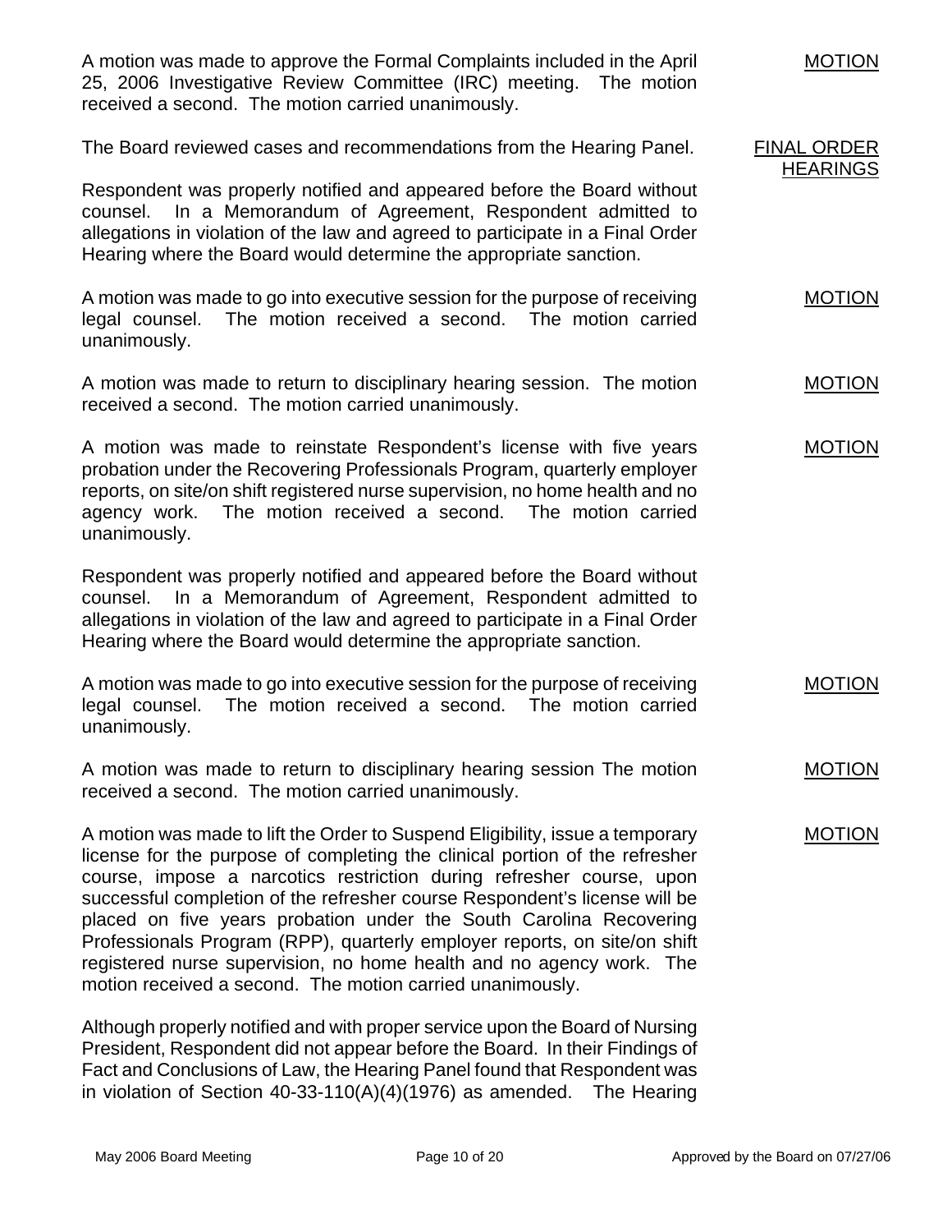A motion was made to approve the Formal Complaints included in the April 25, 2006 Investigative Review Committee (IRC) meeting. The motion received a second. The motion carried unanimously. <u>MOTION</u>

<u>FINAL ORDER HEARINGS</u>

The Board reviewed cases and recommendations from the Hearing Panel.

Respondent was properly notified and appeared before the Board without counsel. In a Memorandum of Agreement, Respondent admitted to allegations in violation of the law and agreed to participate in a Final Order Hearing where the Board would determine the appropriate sanction.

A motion was made to go into executive session for the purpose of receiving legal counsel. The motion received a second. The motion carried unanimously. <u>MOTION</u>

A motion was made to return to disciplinary hearing session. The motion received a second. The motion carried unanimously. <u>MOTION</u>

A motion was made to reinstate Respondent's license with five years probation under the Recovering Professionals Program, quarterly employer reports, on site/on shift registered nurse supervision, no home health and no agency work. The motion received a second. The motion carried unanimously. <u>MOTION</u>

Respondent was properly notified and appeared before the Board without counsel. In a Memorandum of Agreement, Respondent admitted to allegations in violation of the law and agreed to participate in a Final Order Hearing where the Board would determine the appropriate sanction.

A motion was made to go into executive session for the purpose of receiving legal counsel. The motion received a second. The motion carried unanimously. <u>MOTION</u>

A motion was made to return to disciplinary hearing session The motion received a second. The motion carried unanimously. <u>MOTION</u>

A motion was made to lift the Order to Suspend Eligibility, issue a temporary license for the purpose of completing the clinical portion of the refresher course, impose a narcotics restriction during refresher course, upon successful completion of the refresher course Respondent's license will be placed on five years probation under the South Carolina Recovering Professionals Program (RPP), quarterly employer reports, on site/on shift registered nurse supervision, no home health and no agency work. The motion received a second. The motion carried unanimously. <u>MOTION</u>

Although properly notified and with proper service upon the Board of Nursing President, Respondent did not appear before the Board. In their Findings of Fact and Conclusions of Law, the Hearing Panel found that Respondent was in violation of Section 40-33-110(A)(4)(1976) as amended. The Hearing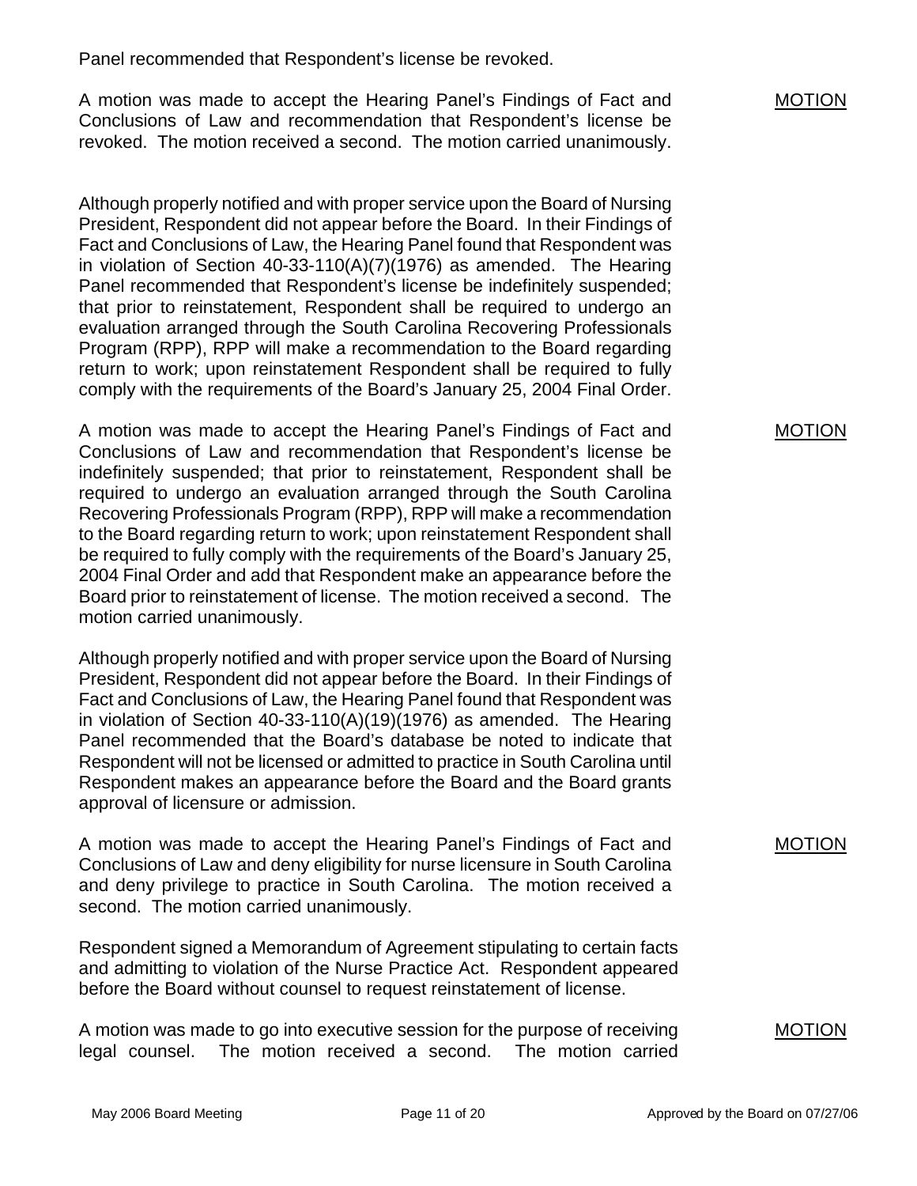Panel recommended that Respondent's license be revoked.

A motion was made to accept the Hearing Panel's Findings of Fact and Conclusions of Law and recommendation that Respondent's license be revoked. The motion received a second. The motion carried unanimously. MOTION

Although properly notified and with proper service upon the Board of Nursing President, Respondent did not appear before the Board. In their Findings of Fact and Conclusions of Law, the Hearing Panel found that Respondent was in violation of Section 40-33-110(A)(7)(1976) as amended. The Hearing Panel recommended that Respondent's license be indefinitely suspended; that prior to reinstatement, Respondent shall be required to undergo an evaluation arranged through the South Carolina Recovering Professionals Program (RPP), RPP will make a recommendation to the Board regarding return to work; upon reinstatement Respondent shall be required to fully comply with the requirements of the Board's January 25, 2004 Final Order.

A motion was made to accept the Hearing Panel's Findings of Fact and Conclusions of Law and recommendation that Respondent's license be indefinitely suspended; that prior to reinstatement, Respondent shall be required to undergo an evaluation arranged through the South Carolina Recovering Professionals Program (RPP), RPP will make a recommendation to the Board regarding return to work; upon reinstatement Respondent shall be required to fully comply with the requirements of the Board's January 25, 2004 Final Order and add that Respondent make an appearance before the Board prior to reinstatement of license. The motion received a second. The motion carried unanimously. MOTION

Although properly notified and with proper service upon the Board of Nursing President, Respondent did not appear before the Board. In their Findings of Fact and Conclusions of Law, the Hearing Panel found that Respondent was in violation of Section 40-33-110(A)(19)(1976) as amended. The Hearing Panel recommended that the Board's database be noted to indicate that Respondent will not be licensed or admitted to practice in South Carolina until Respondent makes an appearance before the Board and the Board grants approval of licensure or admission.

A motion was made to accept the Hearing Panel's Findings of Fact and Conclusions of Law and deny eligibility for nurse licensure in South Carolina and deny privilege to practice in South Carolina. The motion received a second. The motion carried unanimously. MOTION

Respondent signed a Memorandum of Agreement stipulating to certain facts and admitting to violation of the Nurse Practice Act. Respondent appeared before the Board without counsel to request reinstatement of license.

A motion was made to go into executive session for the purpose of receiving legal counsel. The motion received a second. The motion carried MOTION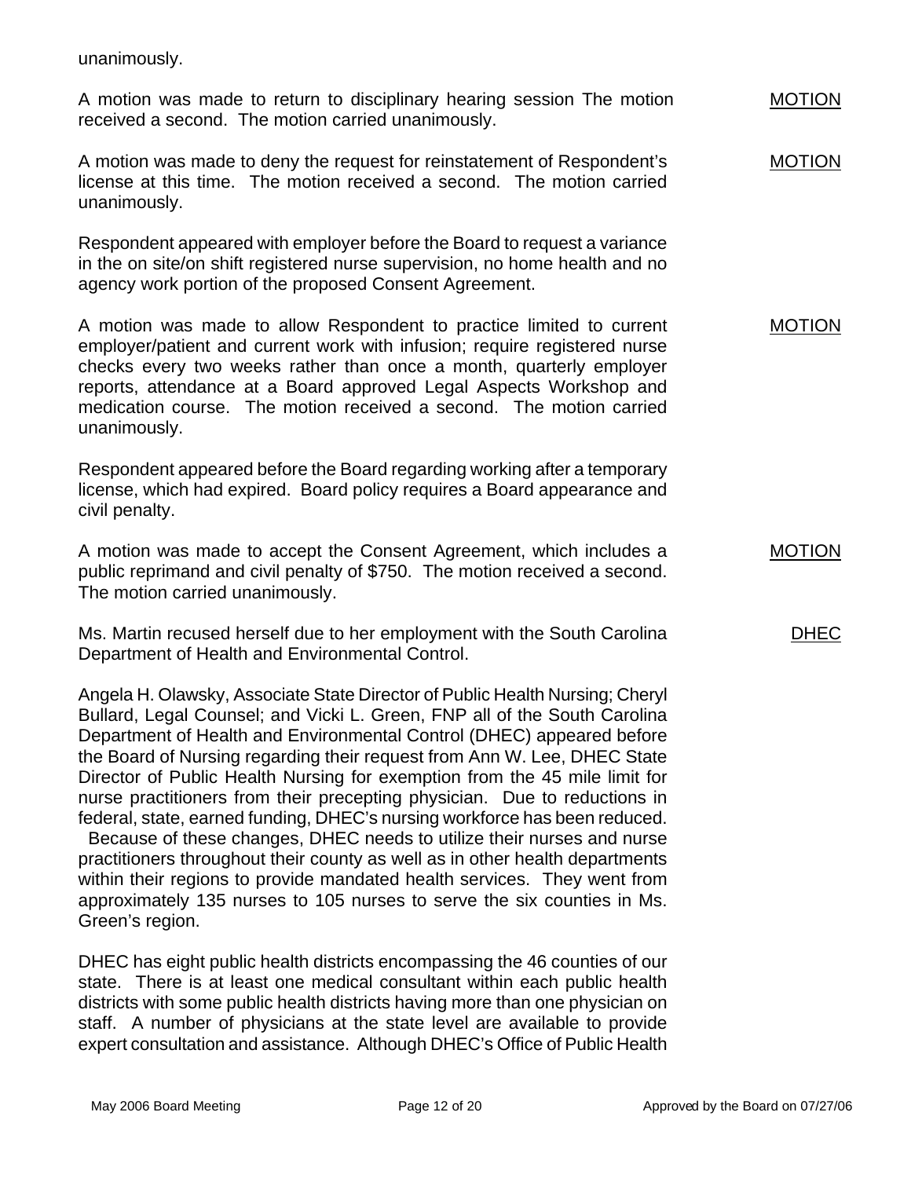unanimously.

A motion was made to return to disciplinary hearing session The motion received a second. The motion carried unanimously. <u>MOTION</u>

A motion was made to deny the request for reinstatement of Respondent's license at this time. The motion received a second. The motion carried unanimously. <u>MOTION</u>

Respondent appeared with employer before the Board to request a variance in the on site/on shift registered nurse supervision, no home health and no agency work portion of the proposed Consent Agreement.

A motion was made to allow Respondent to practice limited to current employer/patient and current work with infusion; require registered nurse checks every two weeks rather than once a month, quarterly employer reports, attendance at a Board approved Legal Aspects Workshop and medication course. The motion received a second. The motion carried unanimously. <u>MOTION</u>

Respondent appeared before the Board regarding working after a temporary license, which had expired. Board policy requires a Board appearance and civil penalty.

A motion was made to accept the Consent Agreement, which includes a public reprimand and civil penalty of $750. The motion received a second. The motion carried unanimously. <u>MOTION</u>

<u>DHEC</u>

Ms. Martin recused herself due to her employment with the South Carolina Department of Health and Environmental Control.

Angela H. Olawsky, Associate State Director of Public Health Nursing; Cheryl Bullard, Legal Counsel; and Vicki L. Green, FNP all of the South Carolina Department of Health and Environmental Control (DHEC) appeared before the Board of Nursing regarding their request from Ann W. Lee, DHEC State Director of Public Health Nursing for exemption from the 45 mile limit for nurse practitioners from their precepting physician. Due to reductions in federal, state, earned funding, DHEC's nursing workforce has been reduced. Because of these changes, DHEC needs to utilize their nurses and nurse practitioners throughout their county as well as in other health departments within their regions to provide mandated health services. They went from approximately 135 nurses to 105 nurses to serve the six counties in Ms. Green's region.

DHEC has eight public health districts encompassing the 46 counties of our state. There is at least one medical consultant within each public health districts with some public health districts having more than one physician on staff. A number of physicians at the state level are available to provide expert consultation and assistance. Although DHEC's Office of Public Health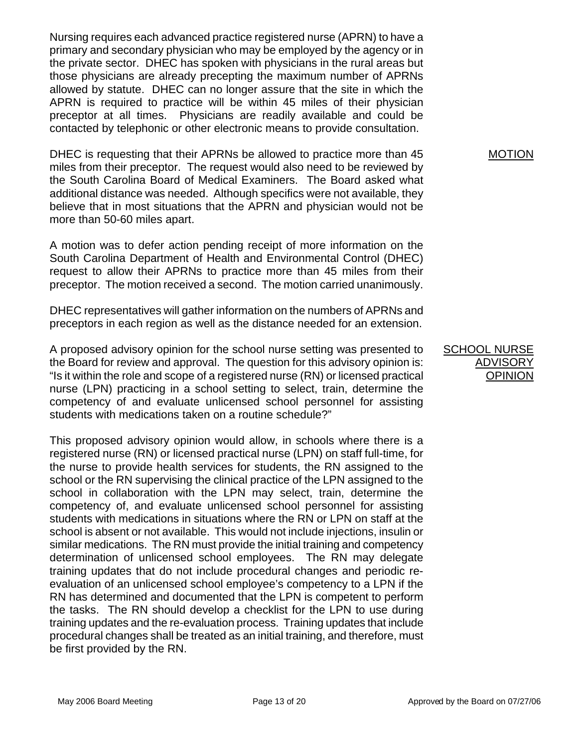Nursing requires each advanced practice registered nurse (APRN) to have a primary and secondary physician who may be employed by the agency or in the private sector. DHEC has spoken with physicians in the rural areas but those physicians are already precepting the maximum number of APRNs allowed by statute. DHEC can no longer assure that the site in which the APRN is required to practice will be within 45 miles of their physician preceptor at all times. Physicians are readily available and could be contacted by telephonic or other electronic means to provide consultation.

DHEC is requesting that their APRNs be allowed to practice more than 45 miles from their preceptor. The request would also need to be reviewed by the South Carolina Board of Medical Examiners. The Board asked what additional distance was needed. Although specifics were not available, they believe that in most situations that the APRN and physician would not be more than 50-60 miles apart.

MOTION

A motion was to defer action pending receipt of more information on the South Carolina Department of Health and Environmental Control (DHEC) request to allow their APRNs to practice more than 45 miles from their preceptor. The motion received a second. The motion carried unanimously.

DHEC representatives will gather information on the numbers of APRNs and preceptors in each region as well as the distance needed for an extension.

SCHOOL NURSE ADVISORY OPINION

A proposed advisory opinion for the school nurse setting was presented to the Board for review and approval. The question for this advisory opinion is: "Is it within the role and scope of a registered nurse (RN) or licensed practical nurse (LPN) practicing in a school setting to select, train, determine the competency of and evaluate unlicensed school personnel for assisting students with medications taken on a routine schedule?"

This proposed advisory opinion would allow, in schools where there is a registered nurse (RN) or licensed practical nurse (LPN) on staff full-time, for the nurse to provide health services for students, the RN assigned to the school or the RN supervising the clinical practice of the LPN assigned to the school in collaboration with the LPN may select, train, determine the competency of, and evaluate unlicensed school personnel for assisting students with medications in situations where the RN or LPN on staff at the school is absent or not available. This would not include injections, insulin or similar medications. The RN must provide the initial training and competency determination of unlicensed school employees. The RN may delegate training updates that do not include procedural changes and periodic re-evaluation of an unlicensed school employee's competency to a LPN if the RN has determined and documented that the LPN is competent to perform the tasks. The RN should develop a checklist for the LPN to use during training updates and the re-evaluation process. Training updates that include procedural changes shall be treated as an initial training, and therefore, must be first provided by the RN.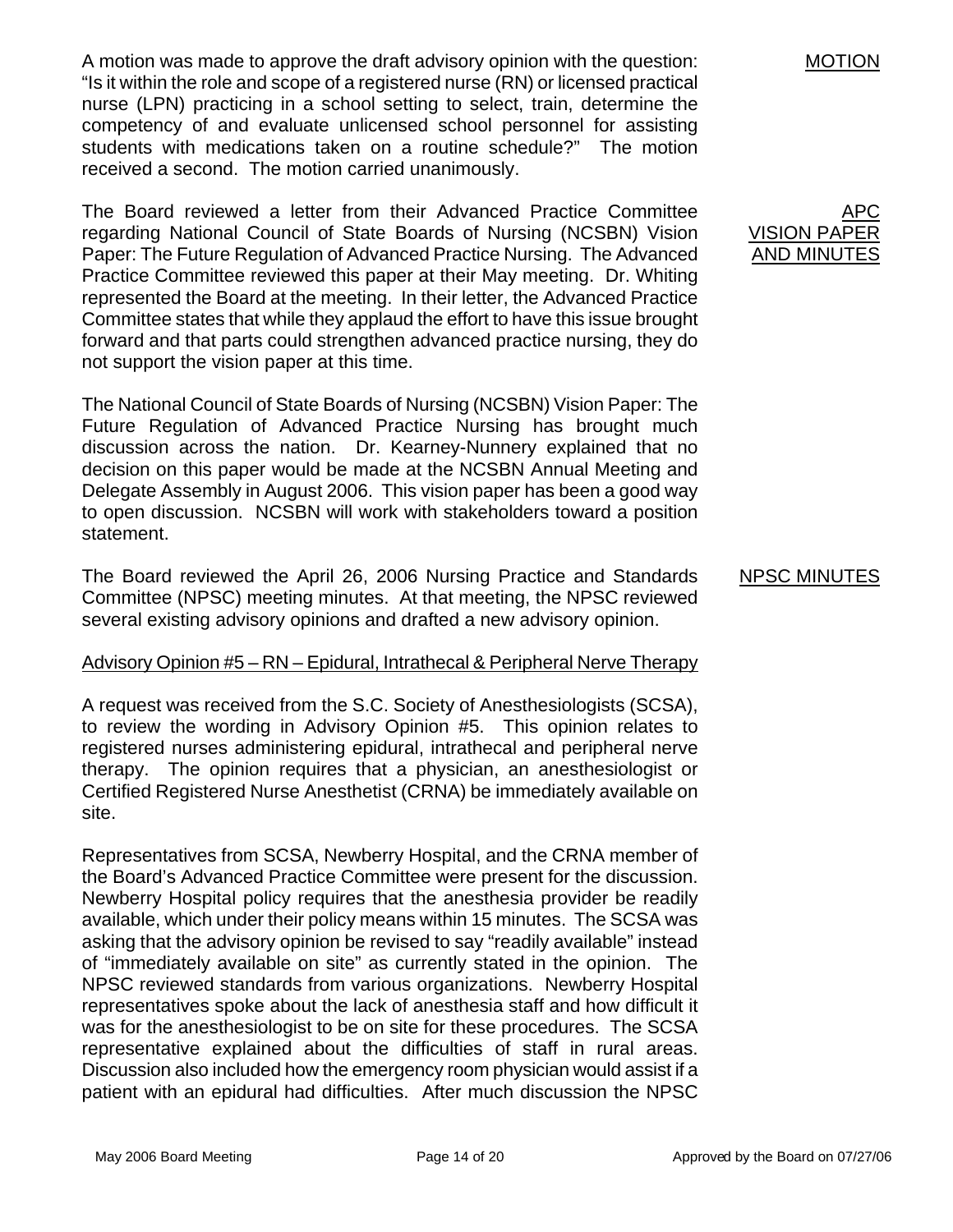A motion was made to approve the draft advisory opinion with the question: "Is it within the role and scope of a registered nurse (RN) or licensed practical nurse (LPN) practicing in a school setting to select, train, determine the competency of and evaluate unlicensed school personnel for assisting students with medications taken on a routine schedule?" The motion received a second. The motion carried unanimously.

MOTION

APC VISION PAPER AND MINUTES

The Board reviewed a letter from their Advanced Practice Committee regarding National Council of State Boards of Nursing (NCSBN) Vision Paper: The Future Regulation of Advanced Practice Nursing. The Advanced Practice Committee reviewed this paper at their May meeting. Dr. Whiting represented the Board at the meeting. In their letter, the Advanced Practice Committee states that while they applaud the effort to have this issue brought forward and that parts could strengthen advanced practice nursing, they do not support the vision paper at this time.

The National Council of State Boards of Nursing (NCSBN) Vision Paper: The Future Regulation of Advanced Practice Nursing has brought much discussion across the nation. Dr. Kearney-Nunnery explained that no decision on this paper would be made at the NCSBN Annual Meeting and Delegate Assembly in August 2006. This vision paper has been a good way to open discussion. NCSBN will work with stakeholders toward a position statement.

NPSC MINUTES

The Board reviewed the April 26, 2006 Nursing Practice and Standards Committee (NPSC) meeting minutes. At that meeting, the NPSC reviewed several existing advisory opinions and drafted a new advisory opinion.

Advisory Opinion #5 – RN – Epidural, Intrathecal & Peripheral Nerve Therapy

A request was received from the S.C. Society of Anesthesiologists (SCSA), to review the wording in Advisory Opinion #5. This opinion relates to registered nurses administering epidural, intrathecal and peripheral nerve therapy. The opinion requires that a physician, an anesthesiologist or Certified Registered Nurse Anesthetist (CRNA) be immediately available on site.

Representatives from SCSA, Newberry Hospital, and the CRNA member of the Board's Advanced Practice Committee were present for the discussion. Newberry Hospital policy requires that the anesthesia provider be readily available, which under their policy means within 15 minutes. The SCSA was asking that the advisory opinion be revised to say "readily available" instead of "immediately available on site" as currently stated in the opinion. The NPSC reviewed standards from various organizations. Newberry Hospital representatives spoke about the lack of anesthesia staff and how difficult it was for the anesthesiologist to be on site for these procedures. The SCSA representative explained about the difficulties of staff in rural areas. Discussion also included how the emergency room physician would assist if a patient with an epidural had difficulties. After much discussion the NPSC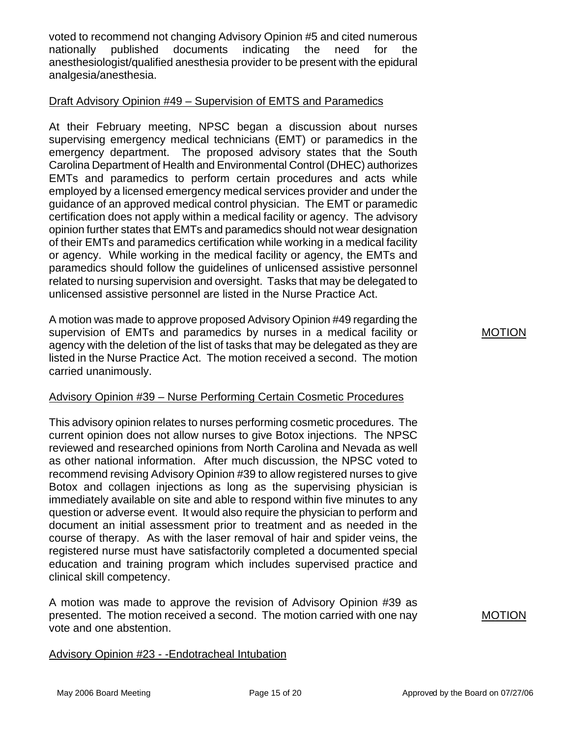voted to recommend not changing Advisory Opinion #5 and cited numerous nationally published documents indicating the need for the anesthesiologist/qualified anesthesia provider to be present with the epidural analgesia/anesthesia.

Draft Advisory Opinion #49 – Supervision of EMTS and Paramedics

At their February meeting, NPSC began a discussion about nurses supervising emergency medical technicians (EMT) or paramedics in the emergency department. The proposed advisory states that the South Carolina Department of Health and Environmental Control (DHEC) authorizes EMTs and paramedics to perform certain procedures and acts while employed by a licensed emergency medical services provider and under the guidance of an approved medical control physician. The EMT or paramedic certification does not apply within a medical facility or agency. The advisory opinion further states that EMTs and paramedics should not wear designation of their EMTs and paramedics certification while working in a medical facility or agency. While working in the medical facility or agency, the EMTs and paramedics should follow the guidelines of unlicensed assistive personnel related to nursing supervision and oversight. Tasks that may be delegated to unlicensed assistive personnel are listed in the Nurse Practice Act.

A motion was made to approve proposed Advisory Opinion #49 regarding the supervision of EMTs and paramedics by nurses in a medical facility or agency with the deletion of the list of tasks that may be delegated as they are listed in the Nurse Practice Act. The motion received a second. The motion carried unanimously.

MOTION

Advisory Opinion #39 – Nurse Performing Certain Cosmetic Procedures

This advisory opinion relates to nurses performing cosmetic procedures. The current opinion does not allow nurses to give Botox injections. The NPSC reviewed and researched opinions from North Carolina and Nevada as well as other national information. After much discussion, the NPSC voted to recommend revising Advisory Opinion #39 to allow registered nurses to give Botox and collagen injections as long as the supervising physician is immediately available on site and able to respond within five minutes to any question or adverse event. It would also require the physician to perform and document an initial assessment prior to treatment and as needed in the course of therapy. As with the laser removal of hair and spider veins, the registered nurse must have satisfactorily completed a documented special education and training program which includes supervised practice and clinical skill competency.

A motion was made to approve the revision of Advisory Opinion #39 as presented. The motion received a second. The motion carried with one nay vote and one abstention.

MOTION

Advisory Opinion #23 - -Endotracheal Intubation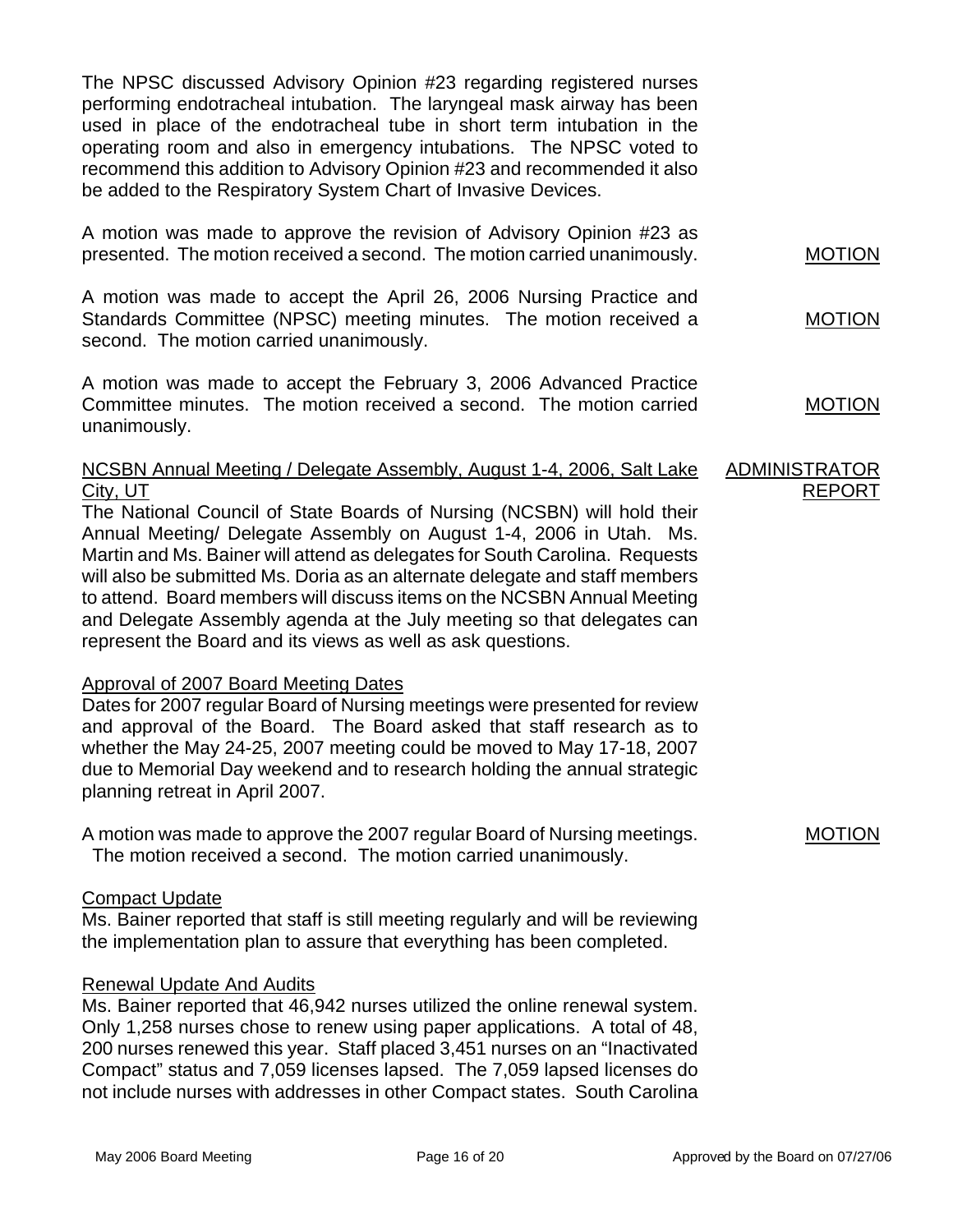The NPSC discussed Advisory Opinion #23 regarding registered nurses performing endotracheal intubation. The laryngeal mask airway has been used in place of the endotracheal tube in short term intubation in the operating room and also in emergency intubations. The NPSC voted to recommend this addition to Advisory Opinion #23 and recommended it also be added to the Respiratory System Chart of Invasive Devices.

A motion was made to approve the revision of Advisory Opinion #23 as presented. The motion received a second. The motion carried unanimously. MOTION

A motion was made to accept the April 26, 2006 Nursing Practice and Standards Committee (NPSC) meeting minutes. The motion received a second. The motion carried unanimously. MOTION

A motion was made to accept the February 3, 2006 Advanced Practice Committee minutes. The motion received a second. The motion carried unanimously. MOTION

**ADMINISTRATOR REPORT**

NCSBN Annual Meeting / Delegate Assembly, August 1-4, 2006, Salt Lake City, UT

The National Council of State Boards of Nursing (NCSBN) will hold their Annual Meeting/ Delegate Assembly on August 1-4, 2006 in Utah. Ms. Martin and Ms. Bainer will attend as delegates for South Carolina. Requests will also be submitted Ms. Doria as an alternate delegate and staff members to attend. Board members will discuss items on the NCSBN Annual Meeting and Delegate Assembly agenda at the July meeting so that delegates can represent the Board and its views as well as ask questions.

Approval of 2007 Board Meeting Dates

Dates for 2007 regular Board of Nursing meetings were presented for review and approval of the Board. The Board asked that staff research as to whether the May 24-25, 2007 meeting could be moved to May 17-18, 2007 due to Memorial Day weekend and to research holding the annual strategic planning retreat in April 2007.

A motion was made to approve the 2007 regular Board of Nursing meetings. The motion received a second. The motion carried unanimously. MOTION

Compact Update

Ms. Bainer reported that staff is still meeting regularly and will be reviewing the implementation plan to assure that everything has been completed.

Renewal Update And Audits

Ms. Bainer reported that 46,942 nurses utilized the online renewal system. Only 1,258 nurses chose to renew using paper applications. A total of 48, 200 nurses renewed this year. Staff placed 3,451 nurses on an "Inactivated Compact" status and 7,059 licenses lapsed. The 7,059 lapsed licenses do not include nurses with addresses in other Compact states. South Carolina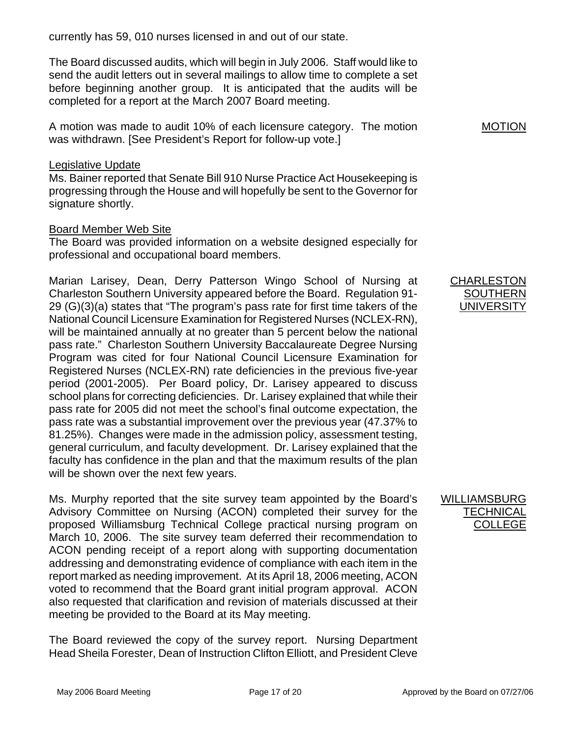currently has 59, 010 nurses licensed in and out of our state.

The Board discussed audits, which will begin in July 2006. Staff would like to send the audit letters out in several mailings to allow time to complete a set before beginning another group. It is anticipated that the audits will be completed for a report at the March 2007 Board meeting.

MOTION

A motion was made to audit 10% of each licensure category. The motion was withdrawn. [See President's Report for follow-up vote.]

Legislative Update

Ms. Bainer reported that Senate Bill 910 Nurse Practice Act Housekeeping is progressing through the House and will hopefully be sent to the Governor for signature shortly.

Board Member Web Site

The Board was provided information on a website designed especially for professional and occupational board members.

CHARLESTON SOUTHERN UNIVERSITY

Marian Larisey, Dean, Derry Patterson Wingo School of Nursing at Charleston Southern University appeared before the Board. Regulation 91-29 (G)(3)(a) states that "The program's pass rate for first time takers of the National Council Licensure Examination for Registered Nurses (NCLEX-RN), will be maintained annually at no greater than 5 percent below the national pass rate." Charleston Southern University Baccalaureate Degree Nursing Program was cited for four National Council Licensure Examination for Registered Nurses (NCLEX-RN) rate deficiencies in the previous five-year period (2001-2005). Per Board policy, Dr. Larisey appeared to discuss school plans for correcting deficiencies. Dr. Larisey explained that while their pass rate for 2005 did not meet the school's final outcome expectation, the pass rate was a substantial improvement over the previous year (47.37% to 81.25%). Changes were made in the admission policy, assessment testing, general curriculum, and faculty development. Dr. Larisey explained that the faculty has confidence in the plan and that the maximum results of the plan will be shown over the next few years.

WILLIAMSBURG TECHNICAL COLLEGE

Ms. Murphy reported that the site survey team appointed by the Board's Advisory Committee on Nursing (ACON) completed their survey for the proposed Williamsburg Technical College practical nursing program on March 10, 2006. The site survey team deferred their recommendation to ACON pending receipt of a report along with supporting documentation addressing and demonstrating evidence of compliance with each item in the report marked as needing improvement. At its April 18, 2006 meeting, ACON voted to recommend that the Board grant initial program approval. ACON also requested that clarification and revision of materials discussed at their meeting be provided to the Board at its May meeting.

The Board reviewed the copy of the survey report. Nursing Department Head Sheila Forester, Dean of Instruction Clifton Elliott, and President Cleve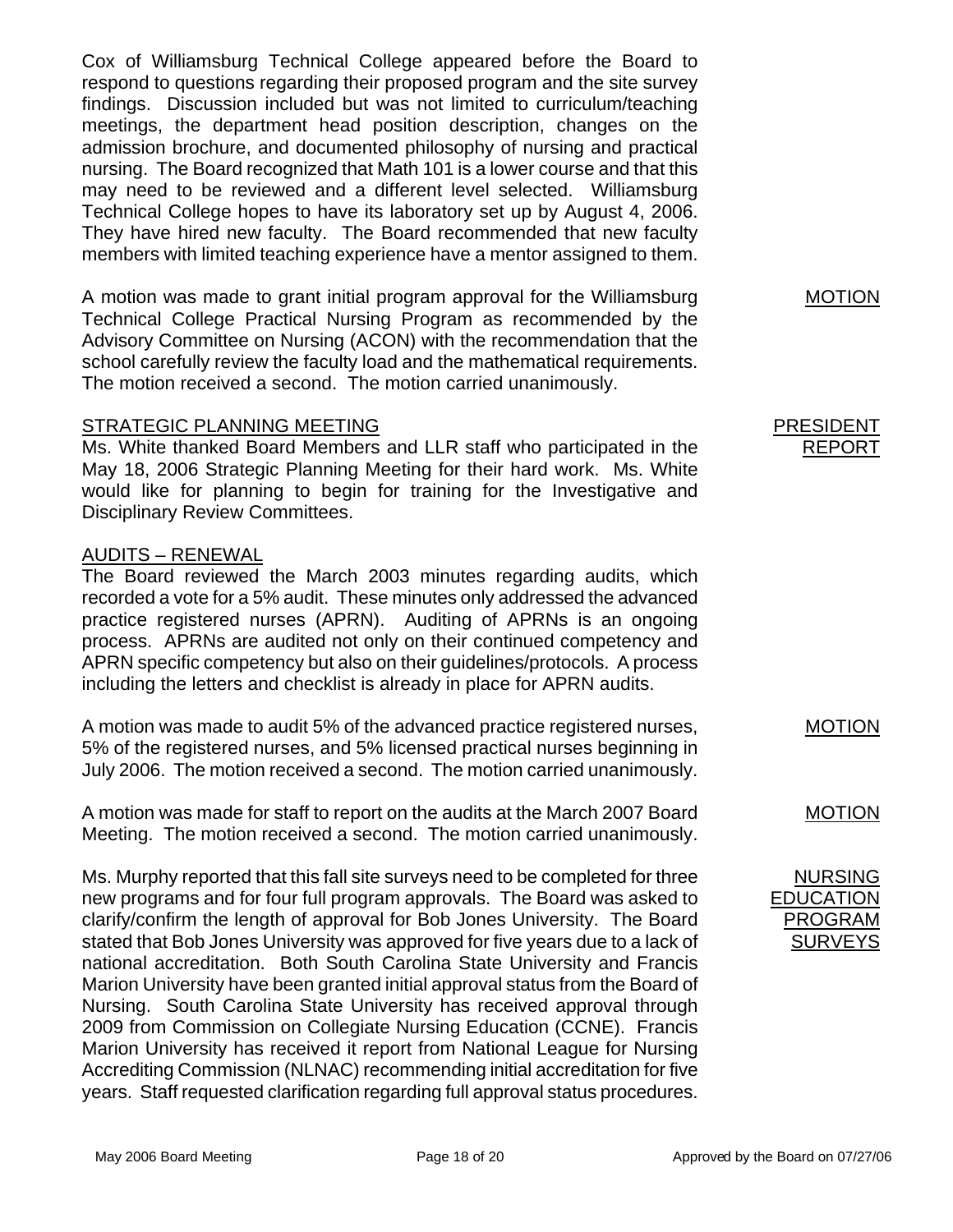Cox of Williamsburg Technical College appeared before the Board to respond to questions regarding their proposed program and the site survey findings. Discussion included but was not limited to curriculum/teaching meetings, the department head position description, changes on the admission brochure, and documented philosophy of nursing and practical nursing. The Board recognized that Math 101 is a lower course and that this may need to be reviewed and a different level selected. Williamsburg Technical College hopes to have its laboratory set up by August 4, 2006. They have hired new faculty. The Board recommended that new faculty members with limited teaching experience have a mentor assigned to them.

MOTION

A motion was made to grant initial program approval for the Williamsburg Technical College Practical Nursing Program as recommended by the Advisory Committee on Nursing (ACON) with the recommendation that the school carefully review the faculty load and the mathematical requirements. The motion received a second. The motion carried unanimously.

PRESIDENT REPORT

STRATEGIC PLANNING MEETING

Ms. White thanked Board Members and LLR staff who participated in the May 18, 2006 Strategic Planning Meeting for their hard work. Ms. White would like for planning to begin for training for the Investigative and Disciplinary Review Committees.

AUDITS – RENEWAL

The Board reviewed the March 2003 minutes regarding audits, which recorded a vote for a 5% audit. These minutes only addressed the advanced practice registered nurses (APRN). Auditing of APRNs is an ongoing process. APRNs are audited not only on their continued competency and APRN specific competency but also on their guidelines/protocols. A process including the letters and checklist is already in place for APRN audits.

MOTION

A motion was made to audit 5% of the advanced practice registered nurses, 5% of the registered nurses, and 5% licensed practical nurses beginning in July 2006. The motion received a second. The motion carried unanimously.

MOTION

A motion was made for staff to report on the audits at the March 2007 Board Meeting. The motion received a second. The motion carried unanimously.

NURSING EDUCATION PROGRAM SURVEYS

Ms. Murphy reported that this fall site surveys need to be completed for three new programs and for four full program approvals. The Board was asked to clarify/confirm the length of approval for Bob Jones University. The Board stated that Bob Jones University was approved for five years due to a lack of national accreditation. Both South Carolina State University and Francis Marion University have been granted initial approval status from the Board of Nursing. South Carolina State University has received approval through 2009 from Commission on Collegiate Nursing Education (CCNE). Francis Marion University has received it report from National League for Nursing Accrediting Commission (NLNAC) recommending initial accreditation for five years. Staff requested clarification regarding full approval status procedures.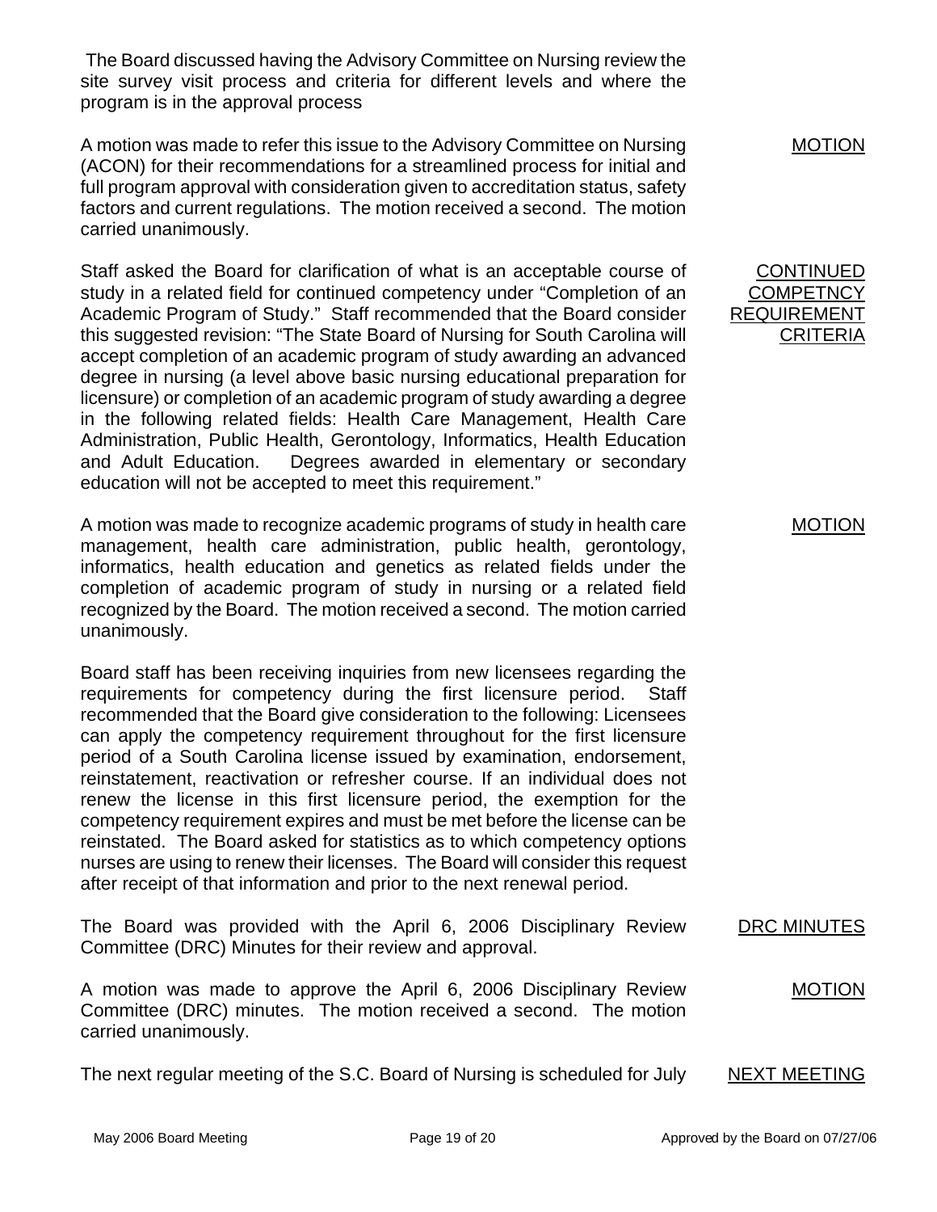The Board discussed having the Advisory Committee on Nursing review the site survey visit process and criteria for different levels and where the program is in the approval process

**MOTION**

A motion was made to refer this issue to the Advisory Committee on Nursing (ACON) for their recommendations for a streamlined process for initial and full program approval with consideration given to accreditation status, safety factors and current regulations. The motion received a second. The motion carried unanimously.

**CONTINUED COMPETNCY REQUIREMENT CRITERIA**

Staff asked the Board for clarification of what is an acceptable course of study in a related field for continued competency under "Completion of an Academic Program of Study." Staff recommended that the Board consider this suggested revision: "The State Board of Nursing for South Carolina will accept completion of an academic program of study awarding an advanced degree in nursing (a level above basic nursing educational preparation for licensure) or completion of an academic program of study awarding a degree in the following related fields: Health Care Management, Health Care Administration, Public Health, Gerontology, Informatics, Health Education and Adult Education. Degrees awarded in elementary or secondary education will not be accepted to meet this requirement."

**MOTION**

A motion was made to recognize academic programs of study in health care management, health care administration, public health, gerontology, informatics, health education and genetics as related fields under the completion of academic program of study in nursing or a related field recognized by the Board. The motion received a second. The motion carried unanimously.

Board staff has been receiving inquiries from new licensees regarding the requirements for competency during the first licensure period. Staff recommended that the Board give consideration to the following: Licensees can apply the competency requirement throughout for the first licensure period of a South Carolina license issued by examination, endorsement, reinstatement, reactivation or refresher course. If an individual does not renew the license in this first licensure period, the exemption for the competency requirement expires and must be met before the license can be reinstated. The Board asked for statistics as to which competency options nurses are using to renew their licenses. The Board will consider this request after receipt of that information and prior to the next renewal period.

**DRC MINUTES**

The Board was provided with the April 6, 2006 Disciplinary Review Committee (DRC) Minutes for their review and approval.

**MOTION**

A motion was made to approve the April 6, 2006 Disciplinary Review Committee (DRC) minutes. The motion received a second. The motion carried unanimously.

**NEXT MEETING**

The next regular meeting of the S.C. Board of Nursing is scheduled for July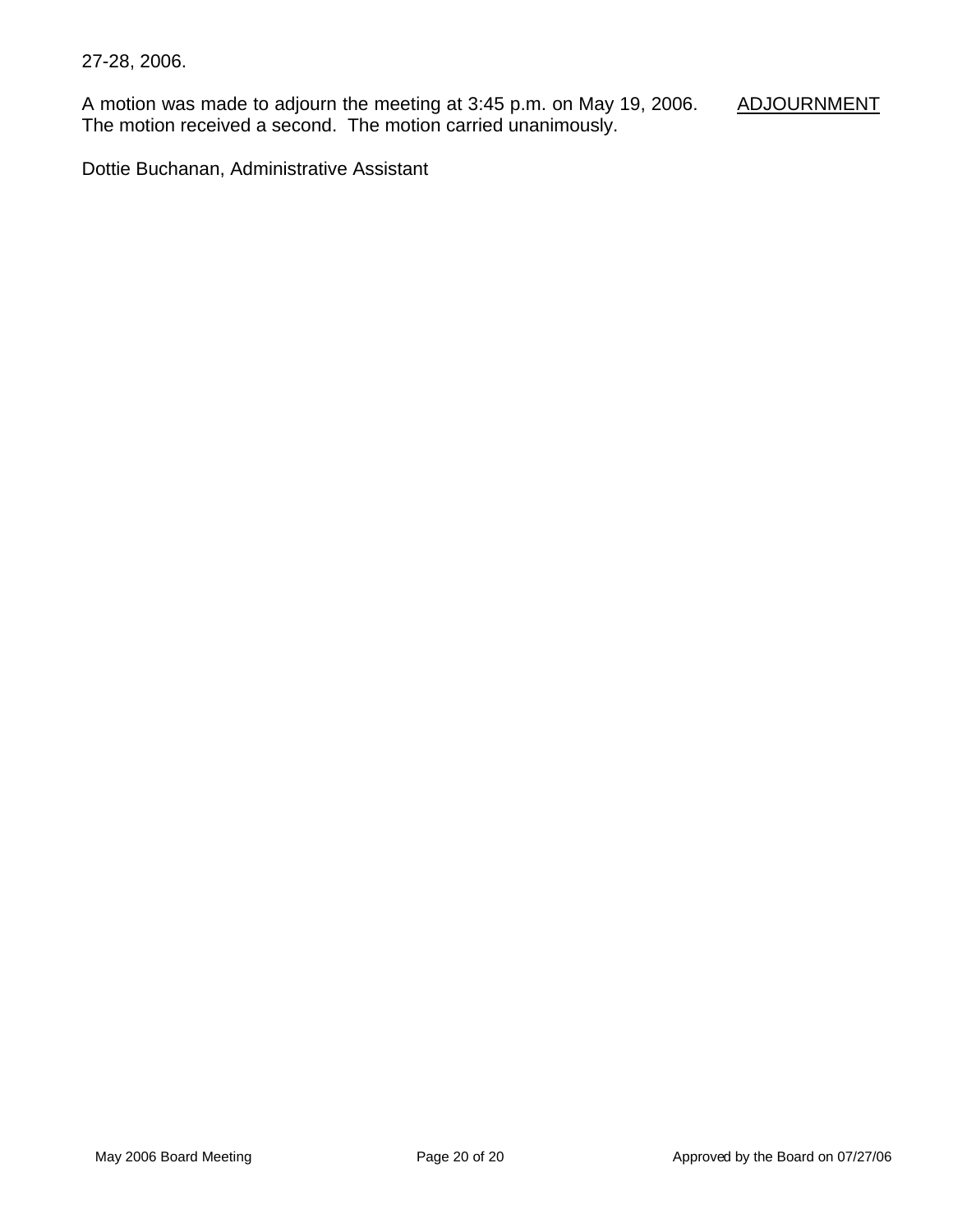27-28, 2006.

A motion was made to adjourn the meeting at 3:45 p.m. on May 19, 2006. The motion received a second. The motion carried unanimously. ADJOURNMENT

Dottie Buchanan, Administrative Assistant